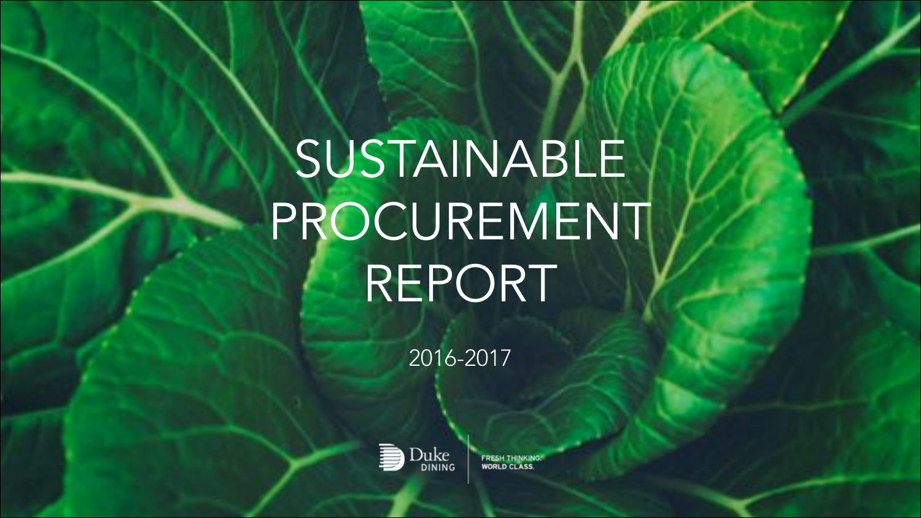# SUSTAINABLE PROCUREMENT REPORT

2016-2017

Duke DINING

FRESH THINKING. WORLD CLASS.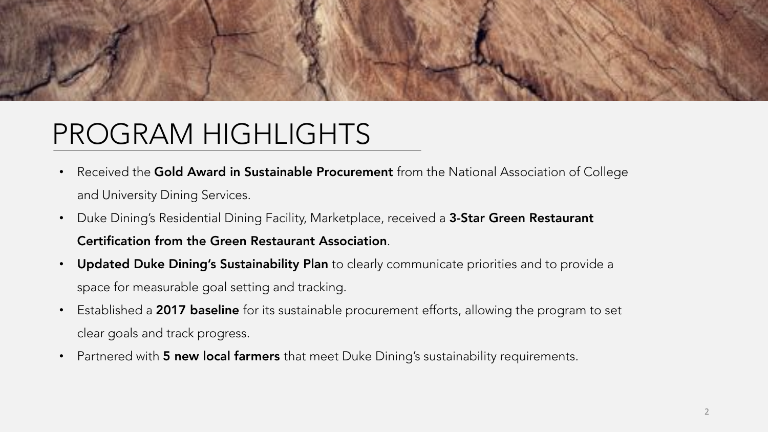# PROGRAM HIGHLIGHTS

- Received the **Gold Award in Sustainable Procurement** from the National Association of College and University Dining Services.
- Duke Dining's Residential Dining Facility, Marketplace, received a **3-Star Green Restaurant Certification from the Green Restaurant Association**.
- **Updated Duke Dining's Sustainability Plan** to clearly communicate priorities and to provide a space for measurable goal setting and tracking.
- Established a **2017 baseline** for its sustainable procurement efforts, allowing the program to set clear goals and track progress.
- Partnered with **5 new local farmers** that meet Duke Dining's sustainability requirements.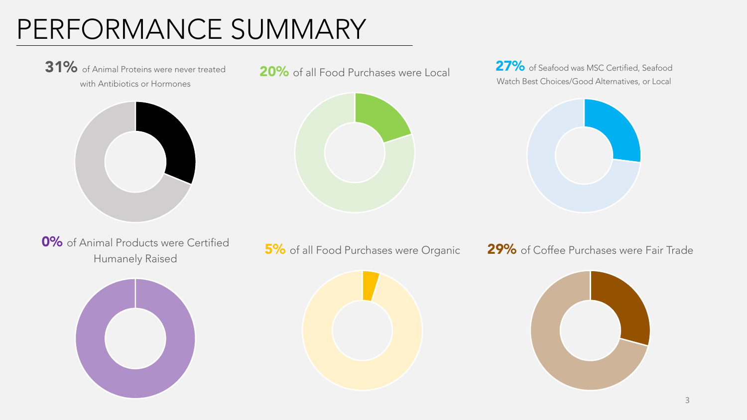# PERFORMANCE SUMMARY

**31%** of Animal Proteins were never treated with Antibiotics or Hormones

**20%** of all Food Purchases were Local

**27%** of Seafood was MSC Certified, Seafood Watch Best Choices/Good Alternatives, or Local

**0%** of Animal Products were Certified Humanely Raised

**5%** of all Food Purchases were Organic

**29%** of Coffee Purchases were Fair Trade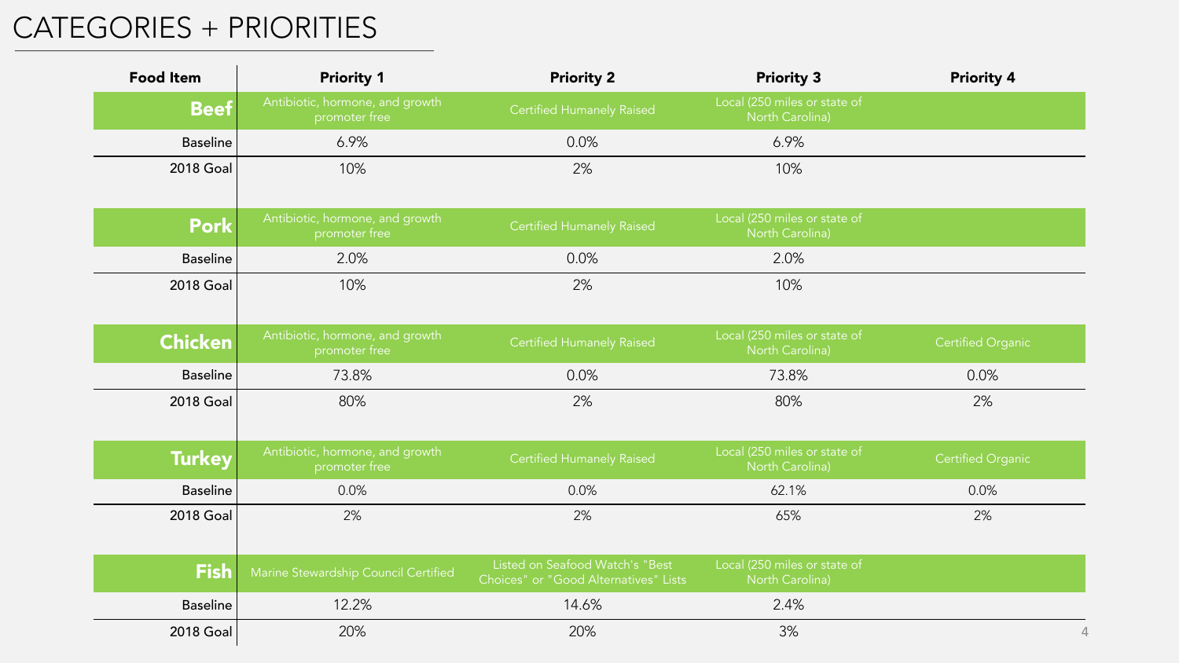# CATEGORIES + PRIORITIES

| Food Item | Priority 1 | Priority 2 | Priority 3 | Priority 4 |
|---|---|---|---|---|
| **Beef** | Antibiotic, hormone, and growth promoter free | Certified Humanely Raised | Local (250 miles or state of North Carolina) | |
| Baseline | 6.9% | 0.0% | 6.9% | |
| 2018 Goal | 10% | 2% | 10% | |
| **Pork** | Antibiotic, hormone, and growth promoter free | Certified Humanely Raised | Local (250 miles or state of North Carolina) | |
| Baseline | 2.0% | 0.0% | 2.0% | |
| 2018 Goal | 10% | 2% | 10% | |
| **Chicken** | Antibiotic, hormone, and growth promoter free | Certified Humanely Raised | Local (250 miles or state of North Carolina) | Certified Organic |
| Baseline | 73.8% | 0.0% | 73.8% | 0.0% |
| 2018 Goal | 80% | 2% | 80% | 2% |
| **Turkey** | Antibiotic, hormone, and growth promoter free | Certified Humanely Raised | Local (250 miles or state of North Carolina) | Certified Organic |
| Baseline | 0.0% | 0.0% | 62.1% | 0.0% |
| 2018 Goal | 2% | 2% | 65% | 2% |
| **Fish** | Marine Stewardship Council Certified | Listed on Seafood Watch's "Best Choices" or "Good Alternatives" Lists | Local (250 miles or state of North Carolina) | |
| Baseline | 12.2% | 14.6% | 2.4% | |
| 2018 Goal | 20% | 20% | 3% | |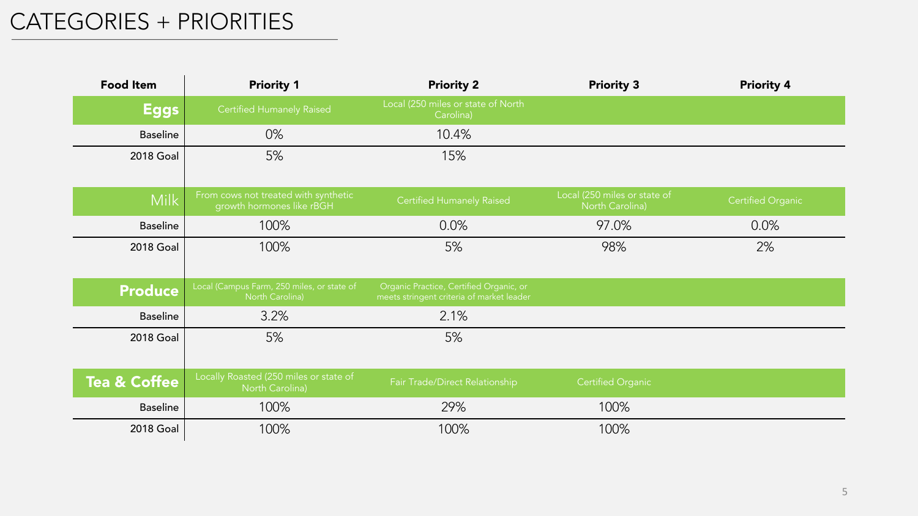# CATEGORIES + PRIORITIES

| Food Item | Priority 1 | Priority 2 | Priority 3 | Priority 4 |
|---|---|---|---|---|
| **Eggs** | Certified Humanely Raised | Local (250 miles or state of North Carolina) | | |
| Baseline | 0% | 10.4% | | |
| 2018 Goal | 5% | 15% | | |
| **Milk** | From cows not treated with synthetic growth hormones like rBGH | Certified Humanely Raised | Local (250 miles or state of North Carolina) | Certified Organic |
| Baseline | 100% | 0.0% | 97.0% | 0.0% |
| 2018 Goal | 100% | 5% | 98% | 2% |
| **Produce** | Local (Campus Farm, 250 miles, or state of North Carolina) | Organic Practice, Certified Organic, or meets stringent criteria of market leader | | |
| Baseline | 3.2% | 2.1% | | |
| 2018 Goal | 5% | 5% | | |
| **Tea & Coffee** | Locally Roasted (250 miles or state of North Carolina) | Fair Trade/Direct Relationship | Certified Organic | |
| Baseline | 100% | 29% | 100% | |
| 2018 Goal | 100% | 100% | 100% | |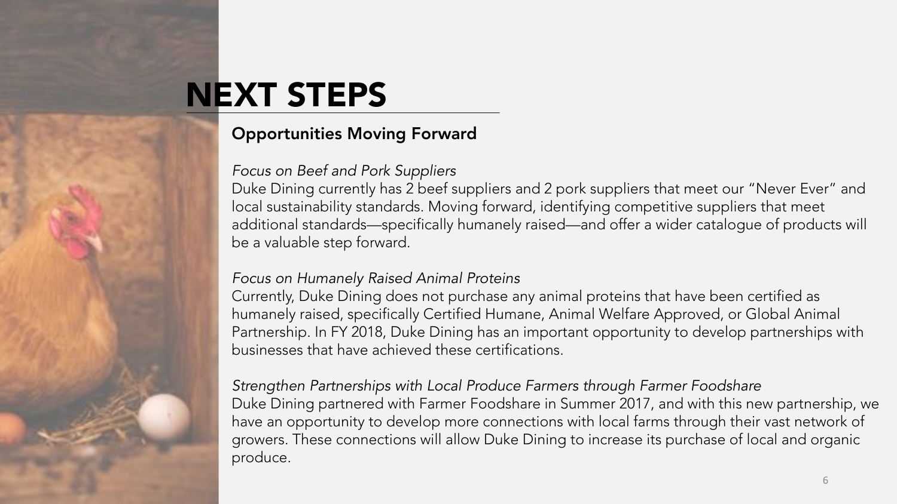# NEXT STEPS

## Opportunities Moving Forward

*Focus on Beef and Pork Suppliers*

Duke Dining currently has 2 beef suppliers and 2 pork suppliers that meet our "Never Ever" and local sustainability standards. Moving forward, identifying competitive suppliers that meet additional standards—specifically humanely raised—and offer a wider catalogue of products will be a valuable step forward.

*Focus on Humanely Raised Animal Proteins*

Currently, Duke Dining does not purchase any animal proteins that have been certified as humanely raised, specifically Certified Humane, Animal Welfare Approved, or Global Animal Partnership. In FY 2018, Duke Dining has an important opportunity to develop partnerships with businesses that have achieved these certifications.

*Strengthen Partnerships with Local Produce Farmers through Farmer Foodshare*

Duke Dining partnered with Farmer Foodshare in Summer 2017, and with this new partnership, we have an opportunity to develop more connections with local farms through their vast network of growers. These connections will allow Duke Dining to increase its purchase of local and organic produce.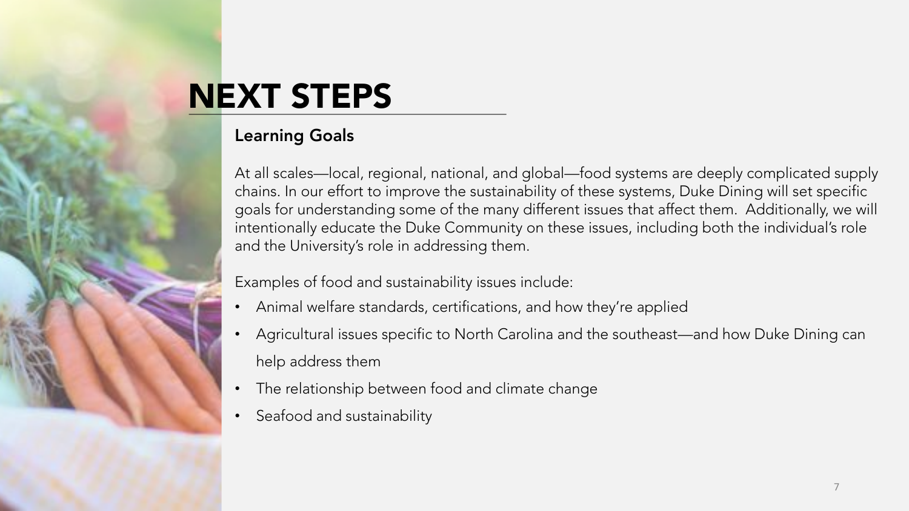# NEXT STEPS

### Learning Goals

At all scales—local, regional, national, and global—food systems are deeply complicated supply chains. In our effort to improve the sustainability of these systems, Duke Dining will set specific goals for understanding some of the many different issues that affect them. Additionally, we will intentionally educate the Duke Community on these issues, including both the individual's role and the University's role in addressing them.

Examples of food and sustainability issues include:

- Animal welfare standards, certifications, and how they're applied
- Agricultural issues specific to North Carolina and the southeast—and how Duke Dining can help address them
- The relationship between food and climate change
- Seafood and sustainability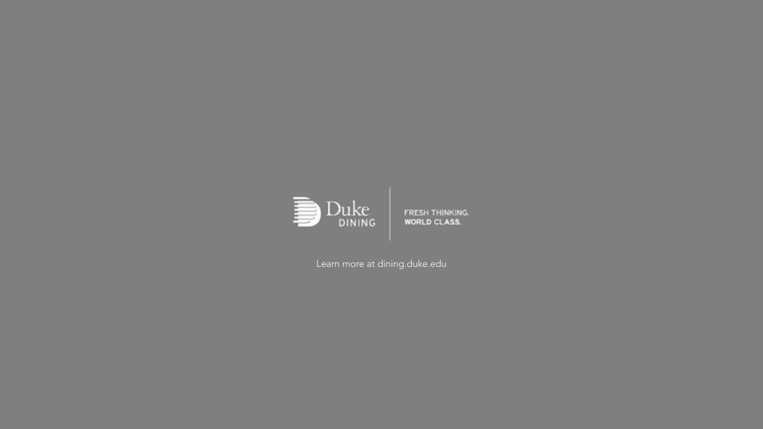Duke DINING

FRESH THINKING. WORLD CLASS.

Learn more at dining.duke.edu